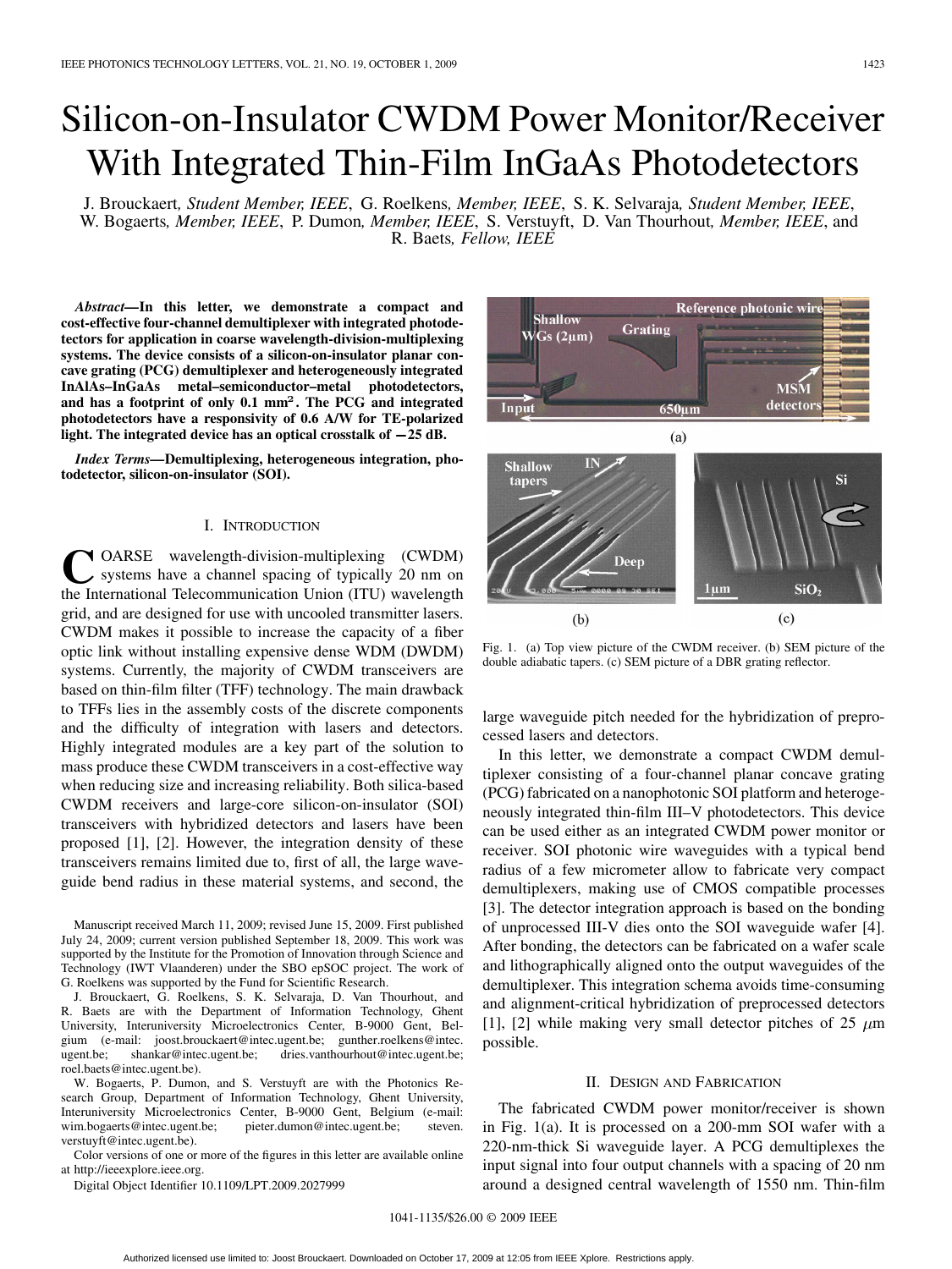# Silicon-on-Insulator CWDM Power Monitor/Receiver With Integrated Thin-Film InGaAs Photodetectors

J. Brouckaert, *Student Member, IEEE*, G. Roelkens, *Member, IEEE*, S. K. Selvaraja, *Student Member, IEEE*, W. Bogaerts, *Member, IEEE*, P. Dumon, *Member, IEEE*, S. Verstuyft, D. Van Thourhout, *Member, IEEE*, and R. Baets, *Fellow, IEEE*

***Abstract*—In this letter, we demonstrate a compact and cost-effective four-channel demultiplexer with integrated photodetectors for application in coarse wavelength-division-multiplexing systems. The device consists of a silicon-on-insulator planar concave grating (PCG) demultiplexer and heterogeneously integrated InAlAs–InGaAs metal–semiconductor–metal photodetectors, and has a footprint of only 0.1 mm$^2$. The PCG and integrated photodetectors have a responsivity of 0.6 A/W for TE-polarized light. The integrated device has an optical crosstalk of −25 dB.**

***Index Terms*—Demultiplexing, heterogeneous integration, photodetector, silicon-on-insulator (SOI).**

## I. Introduction

COARSE wavelength-division-multiplexing (CWDM) systems have a channel spacing of typically 20 nm on the International Telecommunication Union (ITU) wavelength grid, and are designed for use with uncooled transmitter lasers. CWDM makes it possible to increase the capacity of a fiber optic link without installing expensive dense WDM (DWDM) systems. Currently, the majority of CWDM transceivers are based on thin-film filter (TFF) technology. The main drawback to TFFs lies in the assembly costs of the discrete components and the difficulty of integration with lasers and detectors. Highly integrated modules are a key part of the solution to mass produce these CWDM transceivers in a cost-effective way when reducing size and increasing reliability. Both silica-based CWDM receivers and large-core silicon-on-insulator (SOI) transceivers with hybridized detectors and lasers have been proposed [1], [2]. However, the integration density of these transceivers remains limited due to, first of all, the large waveguide bend radius in these material systems, and second, the large waveguide pitch needed for the hybridization of preprocessed lasers and detectors.

Manuscript received March 11, 2009; revised June 15, 2009. First published July 24, 2009; current version published September 18, 2009. This work was supported by the Institute for the Promotion of Innovation through Science and Technology (IWT Vlaanderen) under the SBO epSOC project. The work of G. Roelkens was supported by the Fund for Scientific Research.

J. Brouckaert, G. Roelkens, S. K. Selvaraja, D. Van Thourhout, and R. Baets are with the Department of Information Technology, Ghent University, Interuniversity Microelectronics Center, B-9000 Gent, Belgium (e-mail: joost.brouckaert@intec.ugent.be; gunther.roelkens@intec.ugent.be; shankar@intec.ugent.be; dries.vanthourhout@intec.ugent.be; roel.baets@intec.ugent.be).

W. Bogaerts, P. Dumon, and S. Verstuyft are with the Photonics Research Group, Department of Information Technology, Ghent University, Interuniversity Microelectronics Center, B-9000 Gent, Belgium (e-mail: wim.bogaerts@intec.ugent.be; pieter.dumon@intec.ugent.be; steven.verstuyft@intec.ugent.be).

Color versions of one or more of the figures in this letter are available online at http://ieeexplore.ieee.org.

Digital Object Identifier 10.1109/LPT.2009.2027999

Fig. 1. (a) Top view picture of the CWDM receiver. (b) SEM picture of the double adiabatic tapers. (c) SEM picture of a DBR grating reflector.

In this letter, we demonstrate a compact CWDM demultiplexer consisting of a four-channel planar concave grating (PCG) fabricated on a nanophotonic SOI platform and heterogeneously integrated thin-film III–V photodetectors. This device can be used either as an integrated CWDM power monitor or receiver. SOI photonic wire waveguides with a typical bend radius of a few micrometer allow to fabricate very compact demultiplexers, making use of CMOS compatible processes [3]. The detector integration approach is based on the bonding of unprocessed III-V dies onto the SOI waveguide wafer [4]. After bonding, the detectors can be fabricated on a wafer scale and lithographically aligned onto the output waveguides of the demultiplexer. This integration schema avoids time-consuming and alignment-critical hybridization of preprocessed detectors [1], [2] while making very small detector pitches of 25 $\mu$m possible.

## II. Design and Fabrication

The fabricated CWDM power monitor/receiver is shown in Fig. 1(a). It is processed on a 200-mm SOI wafer with a 220-nm-thick Si waveguide layer. A PCG demultiplexes the input signal into four output channels with a spacing of 20 nm around a designed central wavelength of 1550 nm. Thin-film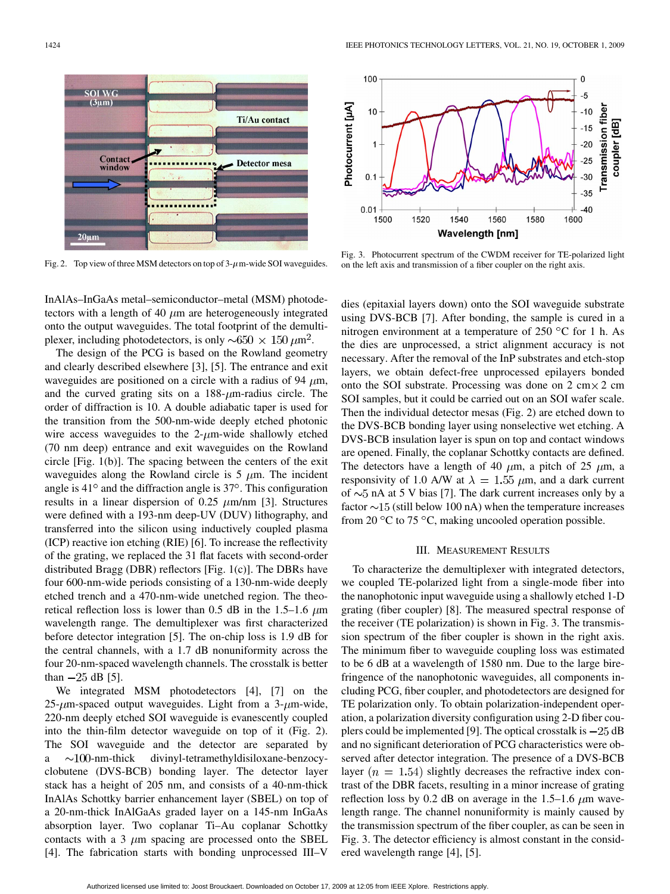Fig. 2. Top view of three MSM detectors on top of 3-$\mu$m-wide SOI waveguides.

Fig. 3. Photocurrent spectrum of the CWDM receiver for TE-polarized light on the left axis and transmission of a fiber coupler on the right axis.

InAlAs–InGaAs metal–semiconductor–metal (MSM) photodetectors with a length of 40 $\mu$m are heterogeneously integrated onto the output waveguides. The total footprint of the demultiplexer, including photodetectors, is only $\sim 650 \times 150\ \mu\text{m}^2$.

The design of the PCG is based on the Rowland geometry and clearly described elsewhere [3], [5]. The entrance and exit waveguides are positioned on a circle with a radius of 94 $\mu$m, and the curved grating sits on a 188-$\mu$m-radius circle. The order of diffraction is 10. A double adiabatic taper is used for the transition from the 500-nm-wide deeply etched photonic wire access waveguides to the 2-$\mu$m-wide shallowly etched (70 nm deep) entrance and exit waveguides on the Rowland circle [Fig. 1(b)]. The spacing between the centers of the exit waveguides along the Rowland circle is 5 $\mu$m. The incident angle is 41° and the diffraction angle is 37°. This configuration results in a linear dispersion of 0.25 $\mu$m/nm [3]. Structures were defined with a 193-nm deep-UV (DUV) lithography, and transferred into the silicon using inductively coupled plasma (ICP) reactive ion etching (RIE) [6]. To increase the reflectivity of the grating, we replaced the 31 flat facets with second-order distributed Bragg (DBR) reflectors [Fig. 1(c)]. The DBRs have four 600-nm-wide periods consisting of a 130-nm-wide deeply etched trench and a 470-nm-wide unetched region. The theoretical reflection loss is lower than 0.5 dB in the 1.5–1.6 $\mu$m wavelength range. The demultiplexer was first characterized before detector integration [5]. The on-chip loss is 1.9 dB for the central channels, with a 1.7 dB nonuniformity across the four 20-nm-spaced wavelength channels. The crosstalk is better than $-25$ dB [5].

We integrated MSM photodetectors [4], [7] on the 25-$\mu$m-spaced output waveguides. Light from a 3-$\mu$m-wide, 220-nm deeply etched SOI waveguide is evanescently coupled into the thin-film detector waveguide on top of it (Fig. 2). The SOI waveguide and the detector are separated by a $\sim$100-nm-thick divinyl-tetramethyldisiloxane-benzocyclobutene (DVS-BCB) bonding layer. The detector layer stack has a height of 205 nm, and consists of a 40-nm-thick InAlAs Schottky barrier enhancement layer (SBEL) on top of a 20-nm-thick InAlGaAs graded layer on a 145-nm InGaAs absorption layer. Two coplanar Ti–Au coplanar Schottky contacts with a 3 $\mu$m spacing are processed onto the SBEL [4]. The fabrication starts with bonding unprocessed III–V dies (epitaxial layers down) onto the SOI waveguide substrate using DVS-BCB [7]. After bonding, the sample is cured in a nitrogen environment at a temperature of 250 °C for 1 h. As the dies are unprocessed, a strict alignment accuracy is not necessary. After the removal of the InP substrates and etch-stop layers, we obtain defect-free unprocessed epilayers bonded onto the SOI substrate. Processing was done on 2 cm$\times$ 2 cm SOI samples, but it could be carried out on an SOI wafer scale. Then the individual detector mesas (Fig. 2) are etched down to the DVS-BCB bonding layer using nonselective wet etching. A DVS-BCB insulation layer is spun on top and contact windows are opened. Finally, the coplanar Schottky contacts are defined. The detectors have a length of 40 $\mu$m, a pitch of 25 $\mu$m, a responsivity of 1.0 A/W at $\lambda = 1.55\ \mu$m, and a dark current of $\sim$5 nA at 5 V bias [7]. The dark current increases only by a factor $\sim$15 (still below 100 nA) when the temperature increases from 20 °C to 75 °C, making uncooled operation possible.

## III. Measurement Results

To characterize the demultiplexer with integrated detectors, we coupled TE-polarized light from a single-mode fiber into the nanophotonic input waveguide using a shallowly etched 1-D grating (fiber coupler) [8]. The measured spectral response of the receiver (TE polarization) is shown in Fig. 3. The transmission spectrum of the fiber coupler is shown in the right axis. The minimum fiber to waveguide coupling loss was estimated to be 6 dB at a wavelength of 1580 nm. Due to the large birefringence of the nanophotonic waveguides, all components including PCG, fiber coupler, and photodetectors are designed for TE polarization only. To obtain polarization-independent operation, a polarization diversity configuration using 2-D fiber couplers could be implemented [9]. The optical crosstalk is $-25$ dB and no significant deterioration of PCG characteristics were observed after detector integration. The presence of a DVS-BCB layer ($n = 1.54$) slightly decreases the refractive index contrast of the DBR facets, resulting in a minor increase of grating reflection loss by 0.2 dB on average in the 1.5–1.6 $\mu$m wavelength range. The channel nonuniformity is mainly caused by the transmission spectrum of the fiber coupler, as can be seen in Fig. 3. The detector efficiency is almost constant in the considered wavelength range [4], [5].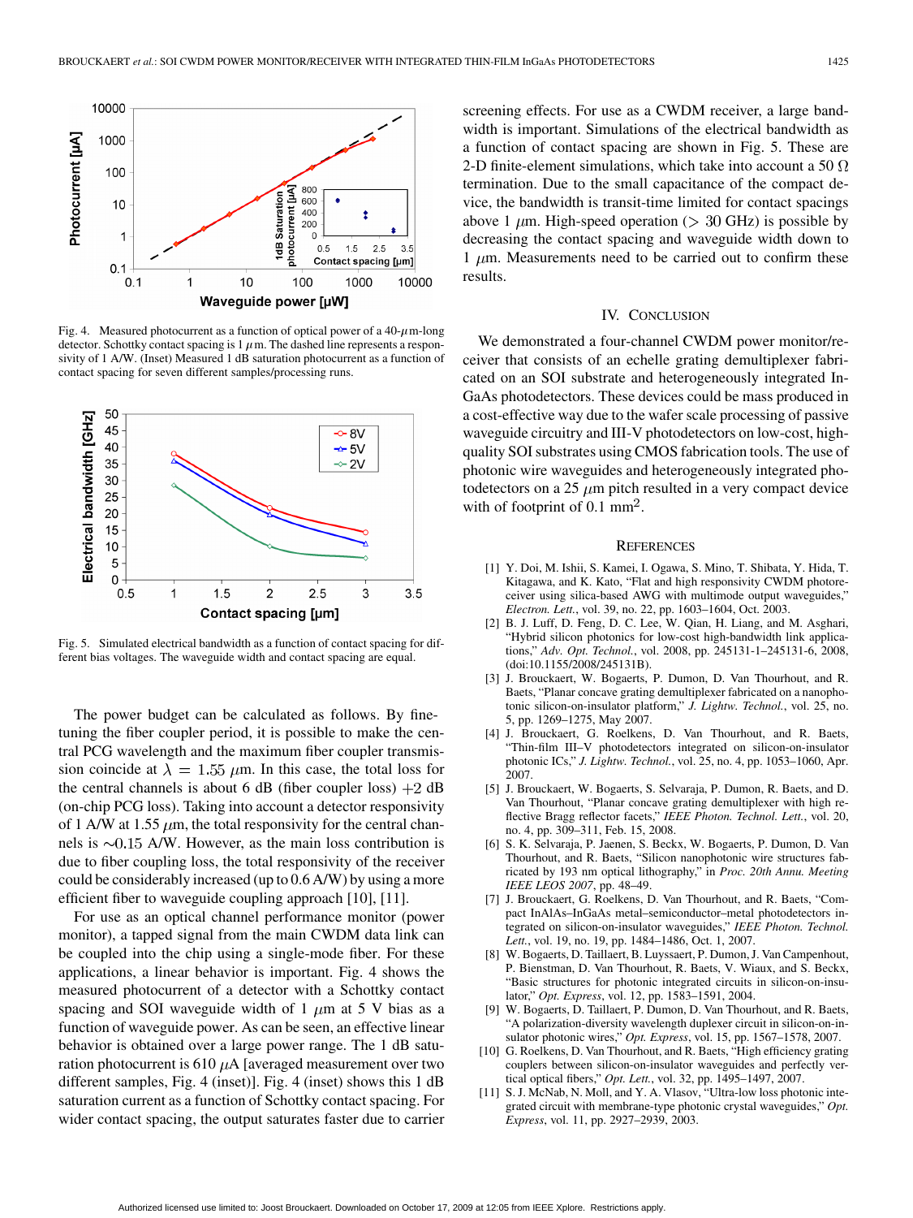10000
1000
100
10
1
0.1
0.1 1 10 100 1000 10000
Photocurrent [μA]
Waveguide power [μW]
1dB Saturation photocurrent [μA]
800
600
400
200
0
0.5 1.5 2.5 3.5
Contact spacing [μm]

Fig. 4. Measured photocurrent as a function of optical power of a 40-$\mu$m-long detector. Schottky contact spacing is 1 $\mu$m. The dashed line represents a responsivity of 1 A/W. (Inset) Measured 1 dB saturation photocurrent as a function of contact spacing for seven different samples/processing runs.

50
45
40
35
30
25
20
15
10
5
0
0.5 1 1.5 2 2.5 3 3.5
Electrical bandwidth [GHz]
Contact spacing [μm]
8V
5V
2V

Fig. 5. Simulated electrical bandwidth as a function of contact spacing for different bias voltages. The waveguide width and contact spacing are equal.

The power budget can be calculated as follows. By fine-tuning the fiber coupler period, it is possible to make the central PCG wavelength and the maximum fiber coupler transmission coincide at $\lambda = 1.55$ $\mu$m. In this case, the total loss for the central channels is about 6 dB (fiber coupler loss) +2 dB (on-chip PCG loss). Taking into account a detector responsivity of 1 A/W at 1.55 $\mu$m, the total responsivity for the central channels is $\sim$0.15 A/W. However, as the main loss contribution is due to fiber coupling loss, the total responsivity of the receiver could be considerably increased (up to 0.6 A/W) by using a more efficient fiber to waveguide coupling approach [10], [11].

For use as an optical channel performance monitor (power monitor), a tapped signal from the main CWDM data link can be coupled into the chip using a single-mode fiber. For these applications, a linear behavior is important. Fig. 4 shows the measured photocurrent of a detector with a Schottky contact spacing and SOI waveguide width of 1 $\mu$m at 5 V bias as a function of waveguide power. As can be seen, an effective linear behavior is obtained over a large power range. The 1 dB saturation photocurrent is 610 $\mu$A [averaged measurement over two different samples, Fig. 4 (inset)]. Fig. 4 (inset) shows this 1 dB saturation current as a function of Schottky contact spacing. For wider contact spacing, the output saturates faster due to carrier screening effects. For use as a CWDM receiver, a large bandwidth is important. Simulations of the electrical bandwidth as a function of contact spacing are shown in Fig. 5. These are 2-D finite-element simulations, which take into account a 50 $\Omega$ termination. Due to the small capacitance of the compact device, the bandwidth is transit-time limited for contact spacings above 1 $\mu$m. High-speed operation ($>$ 30 GHz) is possible by decreasing the contact spacing and waveguide width down to 1 $\mu$m. Measurements need to be carried out to confirm these results.

## IV. Conclusion

We demonstrated a four-channel CWDM power monitor/receiver that consists of an echelle grating demultiplexer fabricated on an SOI substrate and heterogeneously integrated InGaAs photodetectors. These devices could be mass produced in a cost-effective way due to the wafer scale processing of passive waveguide circuitry and III-V photodetectors on low-cost, high-quality SOI substrates using CMOS fabrication tools. The use of photonic wire waveguides and heterogeneously integrated photodetectors on a 25 $\mu$m pitch resulted in a very compact device with of footprint of 0.1 mm$^2$.

## References

[1] Y. Doi, M. Ishii, S. Kamei, I. Ogawa, S. Mino, T. Shibata, Y. Hida, T. Kitagawa, and K. Kato, "Flat and high responsivity CWDM photoreceiver using silica-based AWG with multimode output waveguides," *Electron. Lett.*, vol. 39, no. 22, pp. 1603–1604, Oct. 2003.

[2] B. J. Luff, D. Feng, D. C. Lee, W. Qian, H. Liang, and M. Asghari, "Hybrid silicon photonics for low-cost high-bandwidth link applications," *Adv. Opt. Technol.*, vol. 2008, pp. 245131-1–245131-6, 2008, (doi:10.1155/2008/245131B).

[3] J. Brouckaert, W. Bogaerts, P. Dumon, D. Van Thourhout, and R. Baets, "Planar concave grating demultiplexer fabricated on a nanophotonic silicon-on-insulator platform," *J. Lightw. Technol.*, vol. 25, no. 5, pp. 1269–1275, May 2007.

[4] J. Brouckaert, G. Roelkens, D. Van Thourhout, and R. Baets, "Thin-film III–V photodetectors integrated on silicon-on-insulator photonic ICs," *J. Lightw. Technol.*, vol. 25, no. 4, pp. 1053–1060, Apr. 2007.

[5] J. Brouckaert, W. Bogaerts, S. Selvaraja, P. Dumon, R. Baets, and D. Van Thourhout, "Planar concave grating demultiplexer with high reflective Bragg reflector facets," *IEEE Photon. Technol. Lett.*, vol. 20, no. 4, pp. 309–311, Feb. 15, 2008.

[6] S. K. Selvaraja, P. Jaenen, S. Beckx, W. Bogaerts, P. Dumon, D. Van Thourhout, and R. Baets, "Silicon nanophotonic wire structures fabricated by 193 nm optical lithography," in *Proc. 20th Annu. Meeting IEEE LEOS 2007*, pp. 48–49.

[7] J. Brouckaert, G. Roelkens, D. Van Thourhout, and R. Baets, "Compact InAlAs–InGaAs metal–semiconductor–metal photodetectors integrated on silicon-on-insulator waveguides," *IEEE Photon. Technol. Lett.*, vol. 19, no. 19, pp. 1484–1486, Oct. 1, 2007.

[8] W. Bogaerts, D. Taillaert, B. Luyssaert, P. Dumon, J. Van Campenhout, P. Bienstman, D. Van Thourhout, R. Baets, V. Wiaux, and S. Beckx, "Basic structures for photonic integrated circuits in silicon-on-insulator," *Opt. Express*, vol. 12, pp. 1583–1591, 2004.

[9] W. Bogaerts, D. Taillaert, P. Dumon, D. Van Thourhout, and R. Baets, "A polarization-diversity wavelength duplexer circuit in silicon-on-insulator photonic wires," *Opt. Express*, vol. 15, pp. 1567–1578, 2007.

[10] G. Roelkens, D. Van Thourhout, and R. Baets, "High efficiency grating couplers between silicon-on-insulator waveguides and perfectly vertical optical fibers," *Opt. Lett.*, vol. 32, pp. 1495–1497, 2007.

[11] S. J. McNab, N. Moll, and Y. A. Vlasov, "Ultra-low loss photonic integrated circuit with membrane-type photonic crystal waveguides," *Opt. Express*, vol. 11, pp. 2927–2939, 2003.